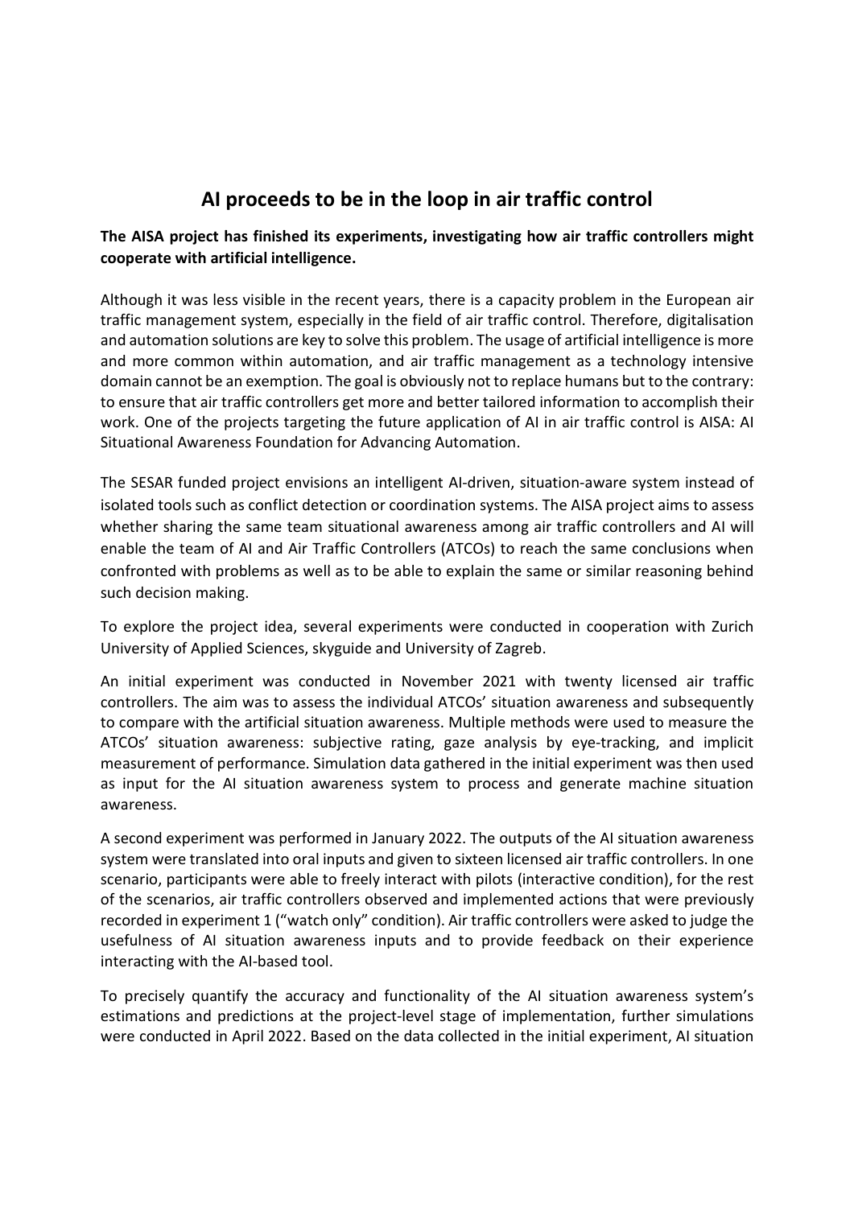# AI proceeds to be in the loop in air traffic control

**The AISA project has finished its experiments, investigating how air traffic controllers might cooperate with artificial intelligence.**

Although it was less visible in the recent years, there is a capacity problem in the European air traffic management system, especially in the field of air traffic control. Therefore, digitalisation and automation solutions are key to solve this problem. The usage of artificial intelligence is more and more common within automation, and air traffic management as a technology intensive domain cannot be an exemption. The goal is obviously not to replace humans but to the contrary: to ensure that air traffic controllers get more and better tailored information to accomplish their work. One of the projects targeting the future application of AI in air traffic control is AISA: AI Situational Awareness Foundation for Advancing Automation.

The SESAR funded project envisions an intelligent AI-driven, situation-aware system instead of isolated tools such as conflict detection or coordination systems. The AISA project aims to assess whether sharing the same team situational awareness among air traffic controllers and AI will enable the team of AI and Air Traffic Controllers (ATCOs) to reach the same conclusions when confronted with problems as well as to be able to explain the same or similar reasoning behind such decision making.

To explore the project idea, several experiments were conducted in cooperation with Zurich University of Applied Sciences, skyguide and University of Zagreb.

An initial experiment was conducted in November 2021 with twenty licensed air traffic controllers. The aim was to assess the individual ATCOs' situation awareness and subsequently to compare with the artificial situation awareness. Multiple methods were used to measure the ATCOs' situation awareness: subjective rating, gaze analysis by eye-tracking, and implicit measurement of performance. Simulation data gathered in the initial experiment was then used as input for the AI situation awareness system to process and generate machine situation awareness.

A second experiment was performed in January 2022. The outputs of the AI situation awareness system were translated into oral inputs and given to sixteen licensed air traffic controllers. In one scenario, participants were able to freely interact with pilots (interactive condition), for the rest of the scenarios, air traffic controllers observed and implemented actions that were previously recorded in experiment 1 ("watch only" condition). Air traffic controllers were asked to judge the usefulness of AI situation awareness inputs and to provide feedback on their experience interacting with the AI-based tool.

To precisely quantify the accuracy and functionality of the AI situation awareness system's estimations and predictions at the project-level stage of implementation, further simulations were conducted in April 2022. Based on the data collected in the initial experiment, AI situation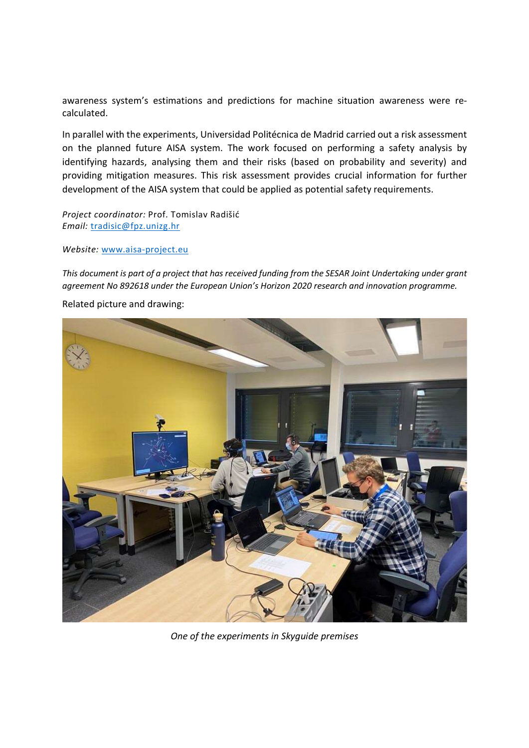awareness system's estimations and predictions for machine situation awareness were re-calculated.

In parallel with the experiments, Universidad Politécnica de Madrid carried out a risk assessment on the planned future AISA system. The work focused on performing a safety analysis by identifying hazards, analysing them and their risks (based on probability and severity) and providing mitigation measures. This risk assessment provides crucial information for further development of the AISA system that could be applied as potential safety requirements.

*Project coordinator:* Prof. Tomislav Radišić
*Email:* [tradisic@fpz.unizg.hr](mailto:tradisic@fpz.unizg.hr)

*Website:* [www.aisa-project.eu](http://www.aisa-project.eu)

*This document is part of a project that has received funding from the SESAR Joint Undertaking under grant agreement No 892618 under the European Union's Horizon 2020 research and innovation programme.*

Related picture and drawing:

*One of the experiments in Skyguide premises*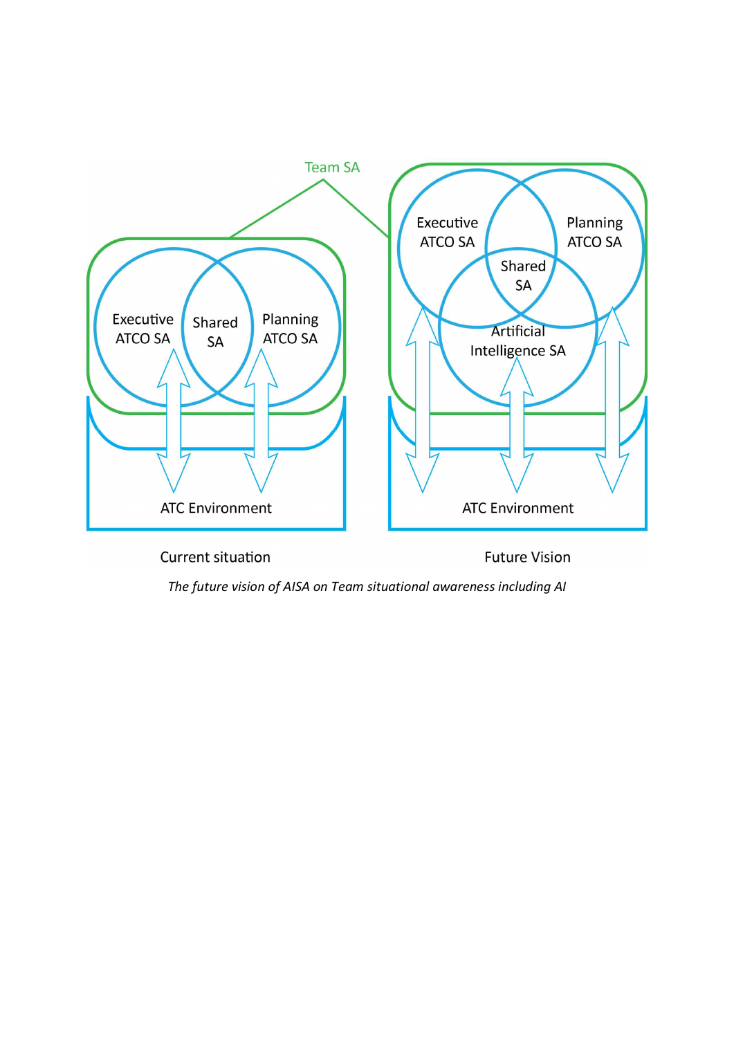Team SA

Executive ATCO SA

Shared SA

Planning ATCO SA

ATC Environment

Current situation

Executive ATCO SA

Planning ATCO SA

Shared SA

Artificial Intelligence SA

ATC Environment

Future Vision

*The future vision of AISA on Team situational awareness including AI*